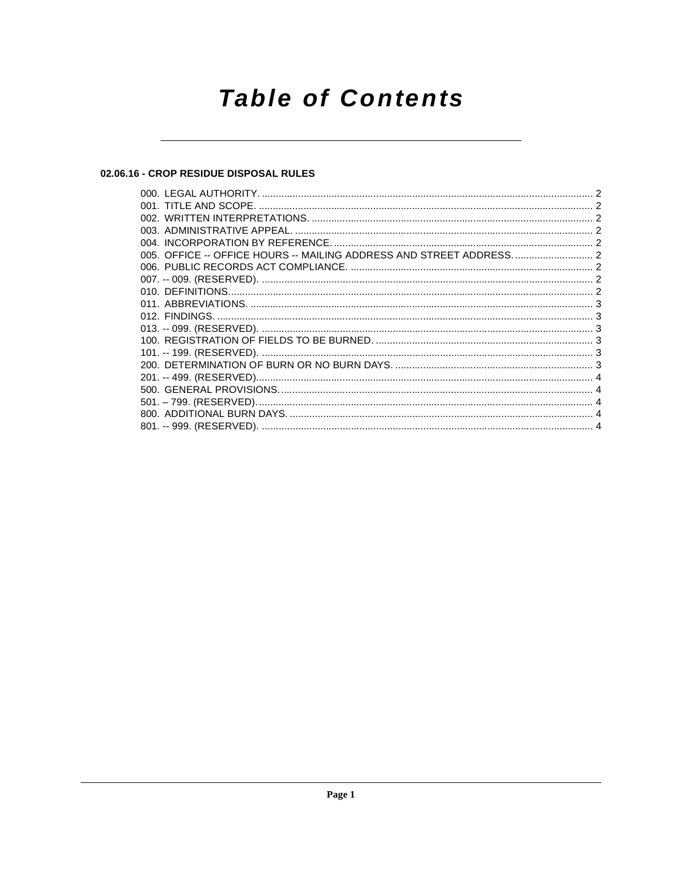# Table of Contents

## 02.06.16 - CROP RESIDUE DISPOSAL RULES

000. LEGAL AUTHORITY. ...................................................................................................................... 2
001. TITLE AND SCOPE. ....................................................................................................................... 2
002. WRITTEN INTERPRETATIONS. ..................................................................................................... 2
003. ADMINISTRATIVE APPEAL. ........................................................................................................... 2
004. INCORPORATION BY REFERENCE. ............................................................................................. 2
005. OFFICE -- OFFICE HOURS -- MAILING ADDRESS AND STREET ADDRESS. ............................ 2
006. PUBLIC RECORDS ACT COMPLIANCE. ....................................................................................... 2
007. -- 009. (RESERVED). ...................................................................................................................... 2
010. DEFINITIONS.................................................................................................................................. 2
011. ABBREVIATIONS. .......................................................................................................................... 3
012. FINDINGS. ...................................................................................................................................... 3
013. -- 099. (RESERVED). ...................................................................................................................... 3
100. REGISTRATION OF FIELDS TO BE BURNED. .............................................................................. 3
101. -- 199. (RESERVED). ...................................................................................................................... 3
200. DETERMINATION OF BURN OR NO BURN DAYS. ....................................................................... 3
201. -- 499. (RESERVED)........................................................................................................................ 4
500. GENERAL PROVISIONS................................................................................................................. 4
501. – 799. (RESERVED)........................................................................................................................ 4
800. ADDITIONAL BURN DAYS. ............................................................................................................ 4
801. -- 999. (RESERVED). ...................................................................................................................... 4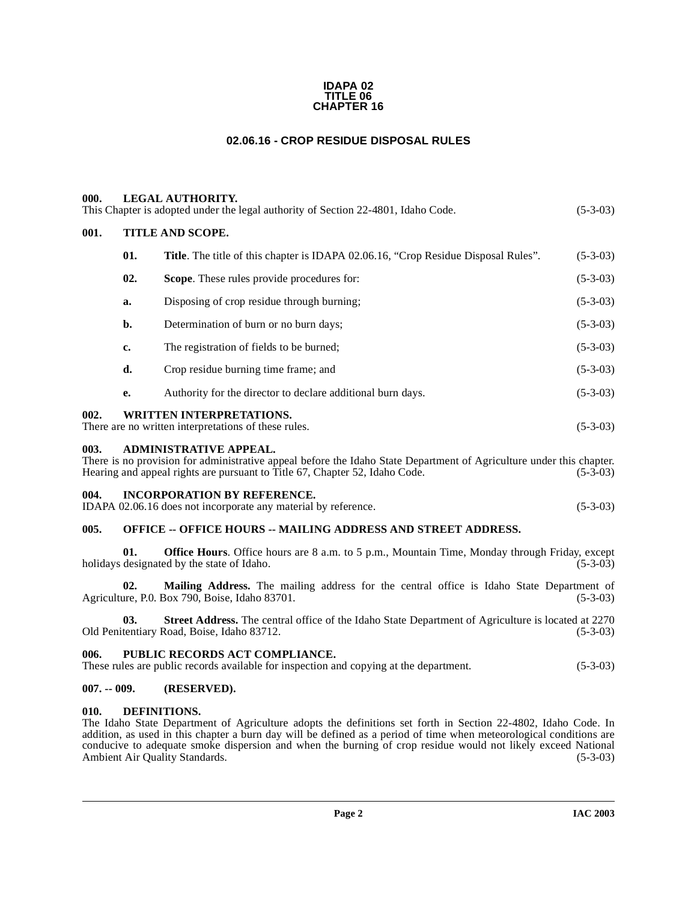**IDAPA 02**
**TITLE 06**
**CHAPTER 16**

# 02.06.16 - CROP RESIDUE DISPOSAL RULES

### 000. LEGAL AUTHORITY.

This Chapter is adopted under the legal authority of Section 22-4801, Idaho Code. (5-3-03)

### 001. TITLE AND SCOPE.

**01. Title**. The title of this chapter is IDAPA 02.06.16, "Crop Residue Disposal Rules". (5-3-03)

**02. Scope**. These rules provide procedures for: (5-3-03)

**a.** Disposing of crop residue through burning; (5-3-03)

**b.** Determination of burn or no burn days; (5-3-03)

**c.** The registration of fields to be burned; (5-3-03)

**d.** Crop residue burning time frame; and (5-3-03)

**e.** Authority for the director to declare additional burn days. (5-3-03)

### 002. WRITTEN INTERPRETATIONS.

There are no written interpretations of these rules. (5-3-03)

### 003. ADMINISTRATIVE APPEAL.

There is no provision for administrative appeal before the Idaho State Department of Agriculture under this chapter. Hearing and appeal rights are pursuant to Title 67, Chapter 52, Idaho Code. (5-3-03)

### 004. INCORPORATION BY REFERENCE.

IDAPA 02.06.16 does not incorporate any material by reference. (5-3-03)

### 005. OFFICE -- OFFICE HOURS -- MAILING ADDRESS AND STREET ADDRESS.

**01. Office Hours**. Office hours are 8 a.m. to 5 p.m., Mountain Time, Monday through Friday, except holidays designated by the state of Idaho. (5-3-03)

**02. Mailing Address.** The mailing address for the central office is Idaho State Department of Agriculture, P.0. Box 790, Boise, Idaho 83701. (5-3-03)

**03. Street Address.** The central office of the Idaho State Department of Agriculture is located at 2270 Old Penitentiary Road, Boise, Idaho 83712. (5-3-03)

### 006. PUBLIC RECORDS ACT COMPLIANCE.

These rules are public records available for inspection and copying at the department. (5-3-03)

### 007. -- 009. (RESERVED).

### 010. DEFINITIONS.

The Idaho State Department of Agriculture adopts the definitions set forth in Section 22-4802, Idaho Code. In addition, as used in this chapter a burn day will be defined as a period of time when meteorological conditions are conducive to adequate smoke dispersion and when the burning of crop residue would not likely exceed National Ambient Air Quality Standards. (5-3-03)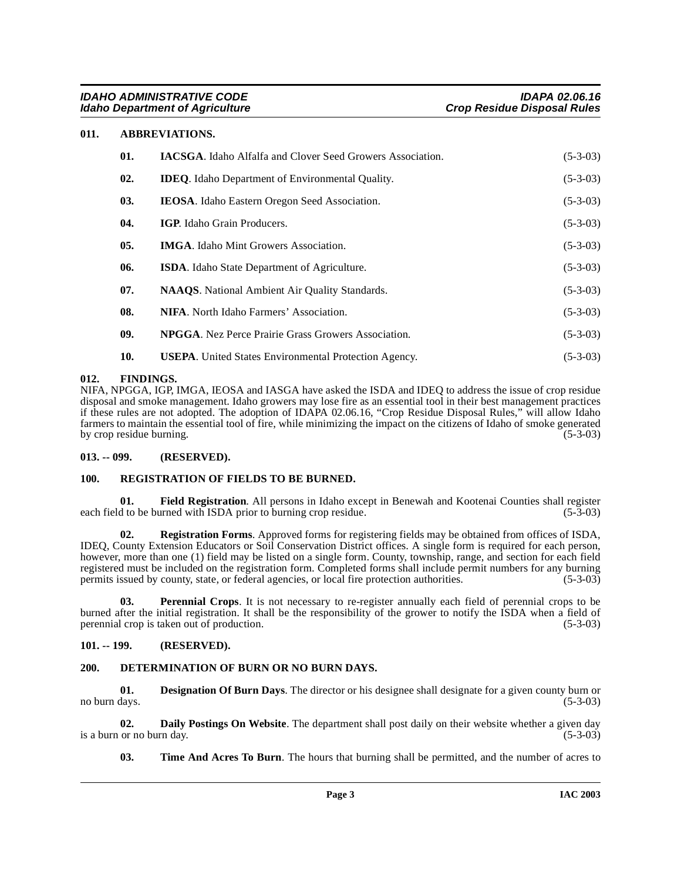## 011. ABBREVIATIONS.

**01.** **IACSGA**. Idaho Alfalfa and Clover Seed Growers Association. (5-3-03)

**02.** **IDEQ**. Idaho Department of Environmental Quality. (5-3-03)

**03.** **IEOSA**. Idaho Eastern Oregon Seed Association. (5-3-03)

**04.** **IGP**. Idaho Grain Producers. (5-3-03)

**05.** **IMGA**. Idaho Mint Growers Association. (5-3-03)

**06.** **ISDA**. Idaho State Department of Agriculture. (5-3-03)

**07.** **NAAQS**. National Ambient Air Quality Standards. (5-3-03)

**08.** **NIFA**. North Idaho Farmers' Association. (5-3-03)

**09.** **NPGGA**. Nez Perce Prairie Grass Growers Association. (5-3-03)

**10.** **USEPA**. United States Environmental Protection Agency. (5-3-03)

## 012. FINDINGS.

NIFA, NPGGA, IGP, IMGA, IEOSA and IASGA have asked the ISDA and IDEQ to address the issue of crop residue disposal and smoke management. Idaho growers may lose fire as an essential tool in their best management practices if these rules are not adopted. The adoption of IDAPA 02.06.16, "Crop Residue Disposal Rules," will allow Idaho farmers to maintain the essential tool of fire, while minimizing the impact on the citizens of Idaho of smoke generated by crop residue burning. (5-3-03)

## 013. -- 099. (RESERVED).

## 100. REGISTRATION OF FIELDS TO BE BURNED.

**01. Field Registration**. All persons in Idaho except in Benewah and Kootenai Counties shall register each field to be burned with ISDA prior to burning crop residue. (5-3-03)

**02. Registration Forms**. Approved forms for registering fields may be obtained from offices of ISDA, IDEQ, County Extension Educators or Soil Conservation District offices. A single form is required for each person, however, more than one (1) field may be listed on a single form. County, township, range, and section for each field registered must be included on the registration form. Completed forms shall include permit numbers for any burning permits issued by county, state, or federal agencies, or local fire protection authorities. (5-3-03)

**03. Perennial Crops**. It is not necessary to re-register annually each field of perennial crops to be burned after the initial registration. It shall be the responsibility of the grower to notify the ISDA when a field of perennial crop is taken out of production. (5-3-03)

## 101. -- 199. (RESERVED).

## 200. DETERMINATION OF BURN OR NO BURN DAYS.

**01. Designation Of Burn Days**. The director or his designee shall designate for a given county burn or no burn days. (5-3-03)

**02. Daily Postings On Website**. The department shall post daily on their website whether a given day is a burn or no burn day. (5-3-03)

**03. Time And Acres To Burn**. The hours that burning shall be permitted, and the number of acres to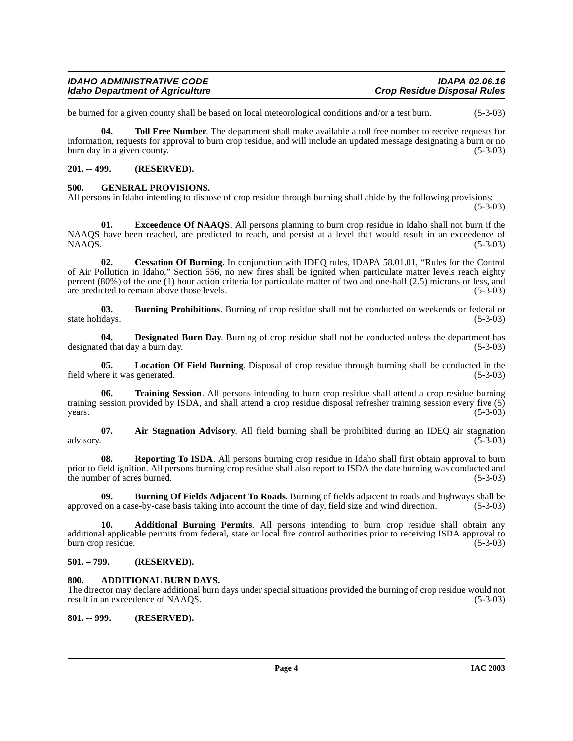be burned for a given county shall be based on local meteorological conditions and/or a test burn. (5-3-03)

**04. Toll Free Number**. The department shall make available a toll free number to receive requests for information, requests for approval to burn crop residue, and will include an updated message designating a burn or no burn day in a given county. (5-3-03)

### 201. -- 499. (RESERVED).

### 500. GENERAL PROVISIONS.

All persons in Idaho intending to dispose of crop residue through burning shall abide by the following provisions: (5-3-03)

**01. Exceedence Of NAAQS**. All persons planning to burn crop residue in Idaho shall not burn if the NAAQS have been reached, are predicted to reach, and persist at a level that would result in an exceedence of NAAQS. (5-3-03)

**02. Cessation Of Burning**. In conjunction with IDEQ rules, IDAPA 58.01.01, "Rules for the Control of Air Pollution in Idaho," Section 556, no new fires shall be ignited when particulate matter levels reach eighty percent (80%) of the one (1) hour action criteria for particulate matter of two and one-half (2.5) microns or less, and are predicted to remain above those levels. (5-3-03)

**03. Burning Prohibitions**. Burning of crop residue shall not be conducted on weekends or federal or state holidays. (5-3-03)

**04. Designated Burn Day**. Burning of crop residue shall not be conducted unless the department has designated that day a burn day. (5-3-03)

**05. Location Of Field Burning**. Disposal of crop residue through burning shall be conducted in the field where it was generated. (5-3-03)

**06. Training Session**. All persons intending to burn crop residue shall attend a crop residue burning training session provided by ISDA, and shall attend a crop residue disposal refresher training session every five (5) years. (5-3-03)

**07. Air Stagnation Advisory**. All field burning shall be prohibited during an IDEQ air stagnation advisory. (5-3-03)

**08. Reporting To ISDA**. All persons burning crop residue in Idaho shall first obtain approval to burn prior to field ignition. All persons burning crop residue shall also report to ISDA the date burning was conducted and the number of acres burned. (5-3-03)

**09. Burning Of Fields Adjacent To Roads**. Burning of fields adjacent to roads and highways shall be approved on a case-by-case basis taking into account the time of day, field size and wind direction. (5-3-03)

**10. Additional Burning Permits**. All persons intending to burn crop residue shall obtain any additional applicable permits from federal, state or local fire control authorities prior to receiving ISDA approval to burn crop residue. (5-3-03)

### 501. – 799. (RESERVED).

### 800. ADDITIONAL BURN DAYS.

The director may declare additional burn days under special situations provided the burning of crop residue would not result in an exceedence of NAAQS. (5-3-03)

### 801. -- 999. (RESERVED).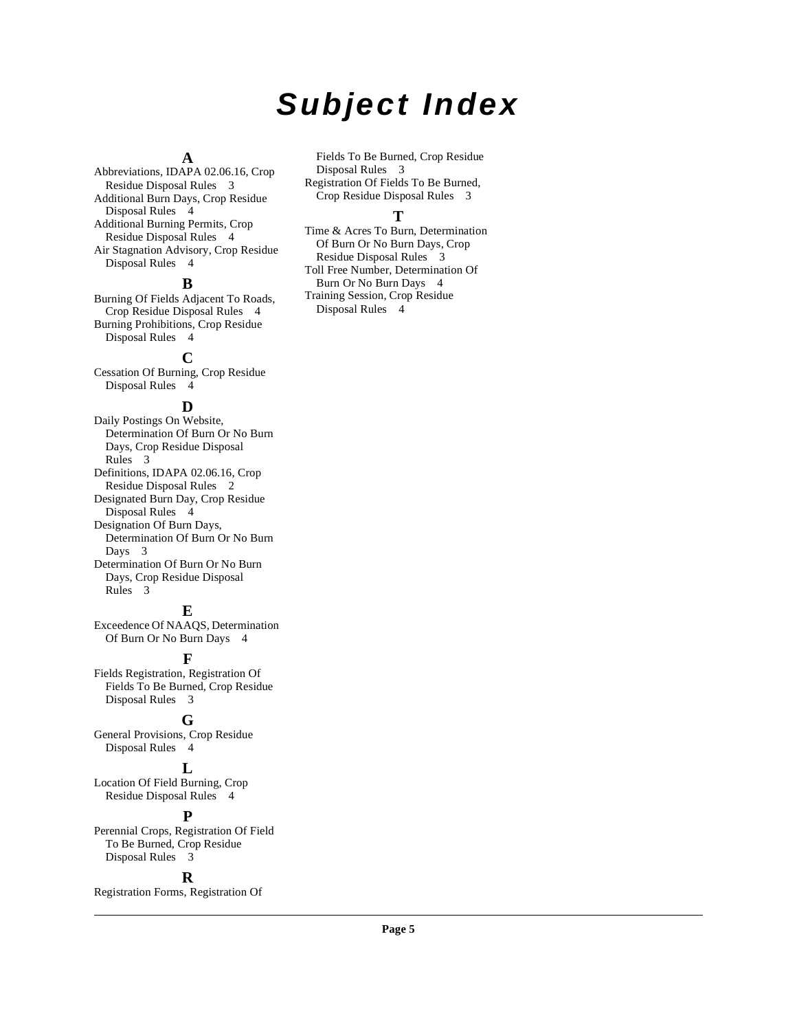# Subject Index

**A**

Abbreviations, IDAPA 02.06.16, Crop Residue Disposal Rules 3
Additional Burn Days, Crop Residue Disposal Rules 4
Additional Burning Permits, Crop Residue Disposal Rules 4
Air Stagnation Advisory, Crop Residue Disposal Rules 4

**B**

Burning Of Fields Adjacent To Roads, Crop Residue Disposal Rules 4
Burning Prohibitions, Crop Residue Disposal Rules 4

**C**

Cessation Of Burning, Crop Residue Disposal Rules 4

**D**

Daily Postings On Website, Determination Of Burn Or No Burn Days, Crop Residue Disposal Rules 3
Definitions, IDAPA 02.06.16, Crop Residue Disposal Rules 2
Designated Burn Day, Crop Residue Disposal Rules 4
Designation Of Burn Days, Determination Of Burn Or No Burn Days 3
Determination Of Burn Or No Burn Days, Crop Residue Disposal Rules 3

**E**

Exceedence Of NAAQS, Determination Of Burn Or No Burn Days 4

**F**

Fields Registration, Registration Of Fields To Be Burned, Crop Residue Disposal Rules 3

**G**

General Provisions, Crop Residue Disposal Rules 4

**L**

Location Of Field Burning, Crop Residue Disposal Rules 4

**P**

Perennial Crops, Registration Of Field To Be Burned, Crop Residue Disposal Rules 3

**R**

Registration Forms, Registration Of Fields To Be Burned, Crop Residue Disposal Rules 3
Registration Of Fields To Be Burned, Crop Residue Disposal Rules 3

**T**

Time & Acres To Burn, Determination Of Burn Or No Burn Days, Crop Residue Disposal Rules 3
Toll Free Number, Determination Of Burn Or No Burn Days 4
Training Session, Crop Residue Disposal Rules 4